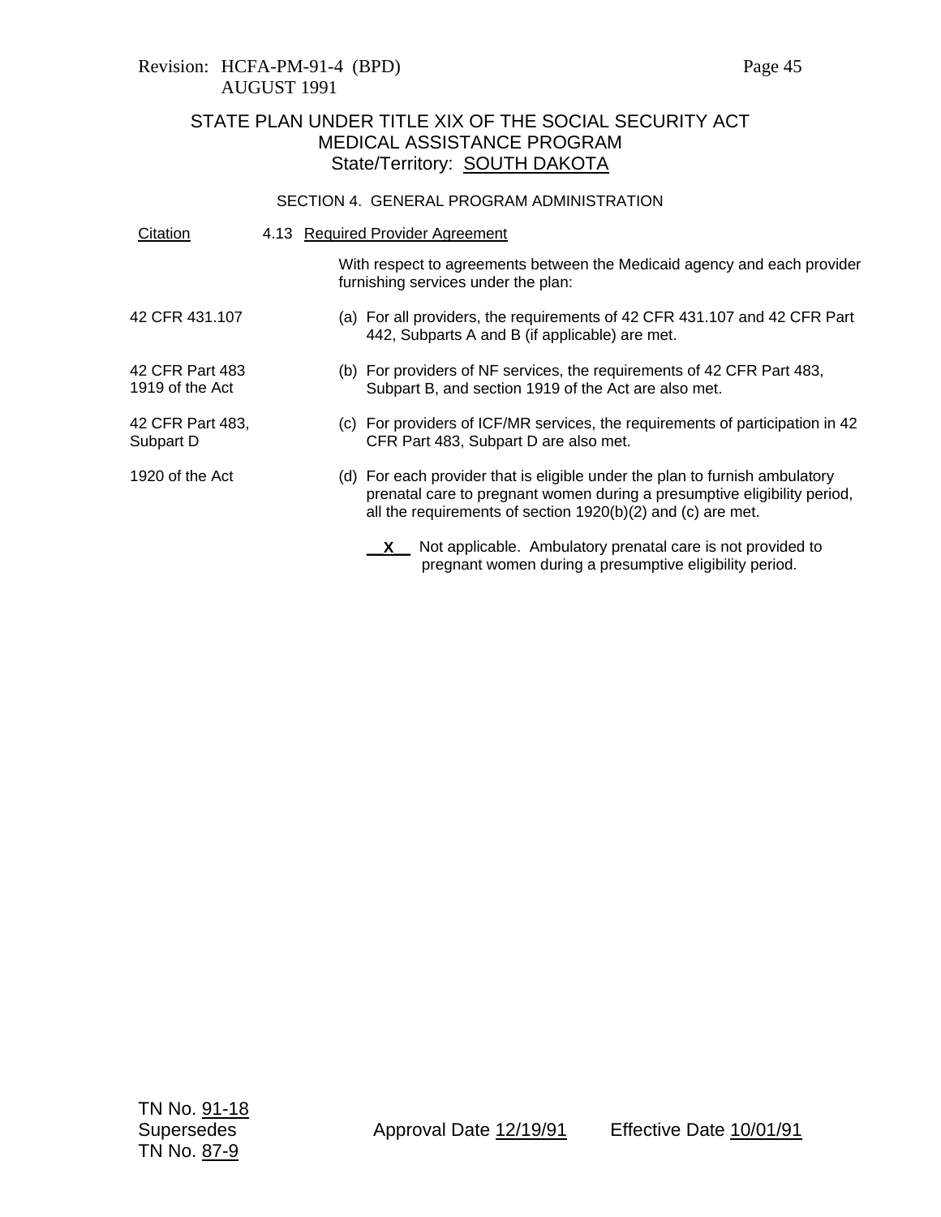Revision: HCFA-PM-91-4 (BPD)
AUGUST 1991

STATE PLAN UNDER TITLE XIX OF THE SOCIAL SECURITY ACT
MEDICAL ASSISTANCE PROGRAM
State/Territory: SOUTH DAKOTA

SECTION 4. GENERAL PROGRAM ADMINISTRATION

| Citation | |
|---|---|
| | 4.13 Required Provider Agreement |
| | With respect to agreements between the Medicaid agency and each provider furnishing services under the plan: |
| 42 CFR 431.107 | (a) For all providers, the requirements of 42 CFR 431.107 and 42 CFR Part 442, Subparts A and B (if applicable) are met. |
| 42 CFR Part 483<br>1919 of the Act | (b) For providers of NF services, the requirements of 42 CFR Part 483, Subpart B, and section 1919 of the Act are also met. |
| 42 CFR Part 483, Subpart D | (c) For providers of ICF/MR services, the requirements of participation in 42 CFR Part 483, Subpart D are also met. |
| 1920 of the Act | (d) For each provider that is eligible under the plan to furnish ambulatory prenatal care to pregnant women during a presumptive eligibility period, all the requirements of section 1920(b)(2) and (c) are met. |
| | __X__ Not applicable. Ambulatory prenatal care is not provided to pregnant women during a presumptive eligibility period. |

TN No. 91-18
Supersedes
TN No. 87-9

Approval Date 12/19/91 Effective Date 10/01/91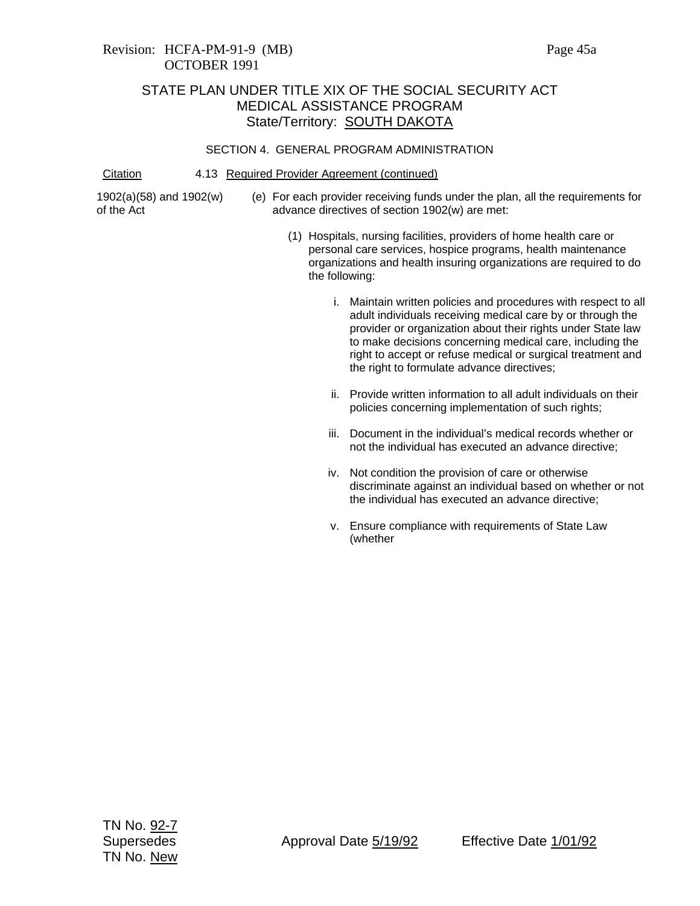STATE PLAN UNDER TITLE XIX OF THE SOCIAL SECURITY ACT
MEDICAL ASSISTANCE PROGRAM
State/Territory: SOUTH DAKOTA

SECTION 4. GENERAL PROGRAM ADMINISTRATION

Citation — 4.13 Required Provider Agreement (continued)

1902(a)(58) and 1902(w) of the Act

(e) For each provider receiving funds under the plan, all the requirements for advance directives of section 1902(w) are met:

(1) Hospitals, nursing facilities, providers of home health care or personal care services, hospice programs, health maintenance organizations and health insuring organizations are required to do the following:

i. Maintain written policies and procedures with respect to all adult individuals receiving medical care by or through the provider or organization about their rights under State law to make decisions concerning medical care, including the right to accept or refuse medical or surgical treatment and the right to formulate advance directives;

ii. Provide written information to all adult individuals on their policies concerning implementation of such rights;

iii. Document in the individual's medical records whether or not the individual has executed an advance directive;

iv. Not condition the provision of care or otherwise discriminate against an individual based on whether or not the individual has executed an advance directive;

v. Ensure compliance with requirements of State Law (whether

TN No. 92-7
Supersedes
TN No. New

Approval Date 5/19/92 Effective Date 1/01/92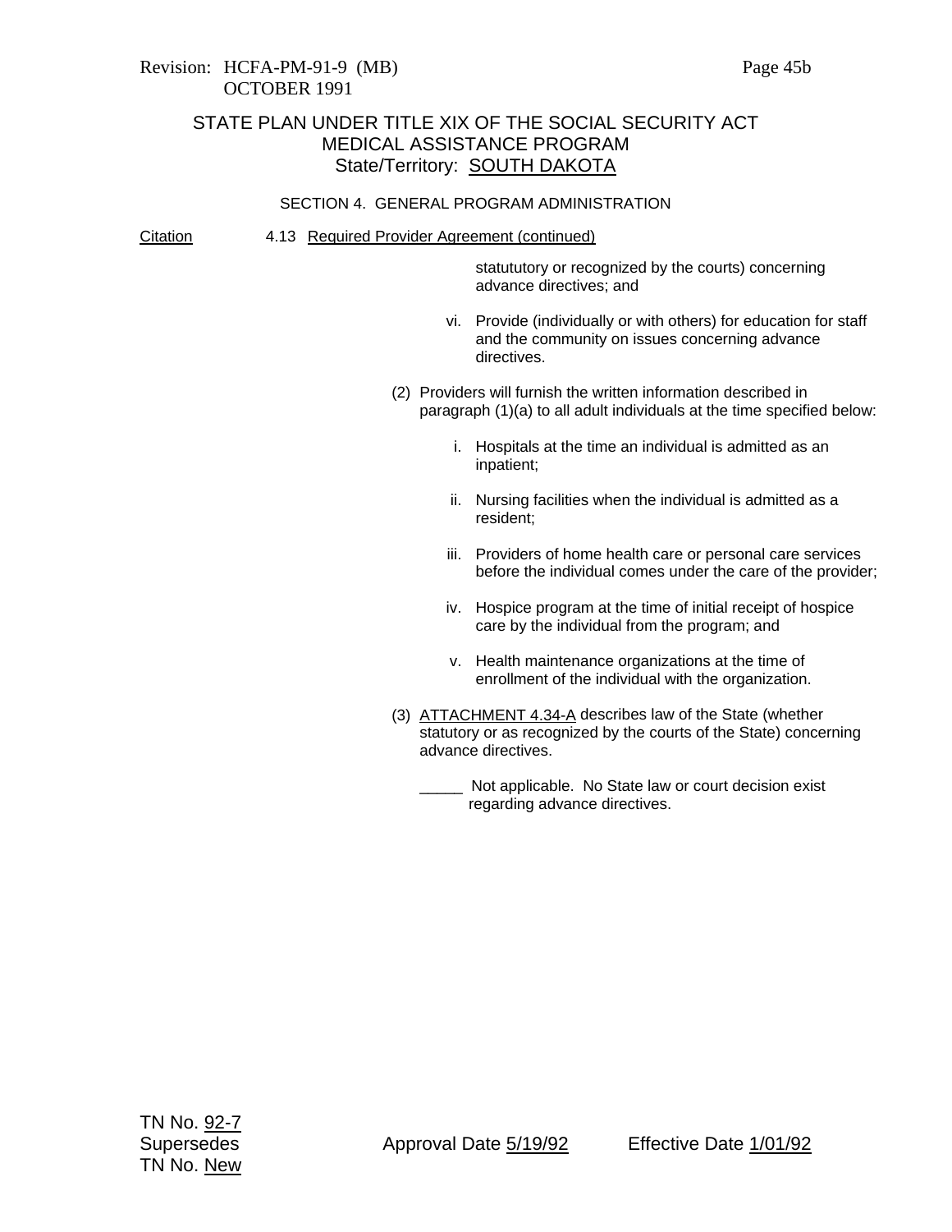STATE PLAN UNDER TITLE XIX OF THE SOCIAL SECURITY ACT
MEDICAL ASSISTANCE PROGRAM
State/Territory: SOUTH DAKOTA

SECTION 4. GENERAL PROGRAM ADMINISTRATION

Citation 4.13 Required Provider Agreement (continued)

statututory or recognized by the courts) concerning advance directives; and

vi. Provide (individually or with others) for education for staff and the community on issues concerning advance directives.

(2) Providers will furnish the written information described in paragraph (1)(a) to all adult individuals at the time specified below:

i. Hospitals at the time an individual is admitted as an inpatient;

ii. Nursing facilities when the individual is admitted as a resident;

iii. Providers of home health care or personal care services before the individual comes under the care of the provider;

iv. Hospice program at the time of initial receipt of hospice care by the individual from the program; and

v. Health maintenance organizations at the time of enrollment of the individual with the organization.

(3) ATTACHMENT 4.34-A describes law of the State (whether statutory or as recognized by the courts of the State) concerning advance directives.

_____ Not applicable. No State law or court decision exist regarding advance directives.

TN No. 92-7
Supersedes
TN No. New

Approval Date 5/19/92 Effective Date 1/01/92